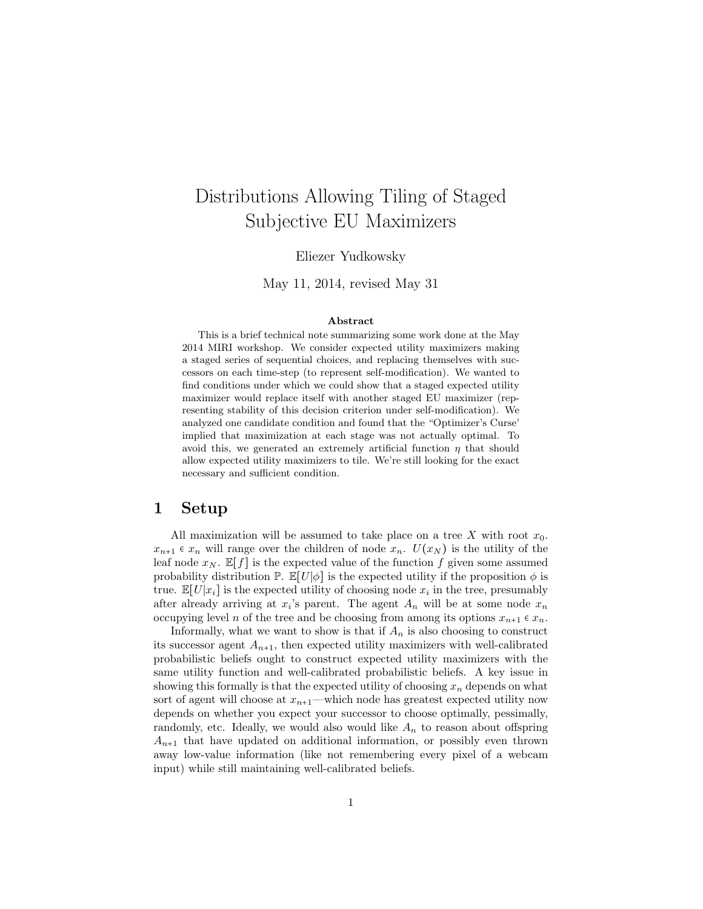# Distributions Allowing Tiling of Staged Subjective EU Maximizers

Eliezer Yudkowsky

May 11, 2014, revised May 31

### Abstract

This is a brief technical note summarizing some work done at the May 2014 MIRI workshop. We consider expected utility maximizers making a staged series of sequential choices, and replacing themselves with successors on each time-step (to represent self-modification). We wanted to find conditions under which we could show that a staged expected utility maximizer would replace itself with another staged EU maximizer (representing stability of this decision criterion under self-modification). We analyzed one candidate condition and found that the "Optimizer's Curse' implied that maximization at each stage was not actually optimal. To avoid this, we generated an extremely artificial function $\eta$ that should allow expected utility maximizers to tile. We're still looking for the exact necessary and sufficient condition.

## 1 Setup

All maximization will be assumed to take place on a tree $X$ with root $x_0$. $x_{n+1} \in x_n$ will range over the children of node $x_n$. $U(x_N)$ is the utility of the leaf node $x_N$. $\mathbb{E}[f]$ is the expected value of the function $f$ given some assumed probability distribution $\mathbb{P}$. $\mathbb{E}[U|\phi]$ is the expected utility if the proposition $\phi$ is true. $\mathbb{E}[U|x_i]$ is the expected utility of choosing node $x_i$ in the tree, presumably after already arriving at $x_i$'s parent. The agent $A_n$ will be at some node $x_n$ occupying level $n$ of the tree and be choosing from among its options $x_{n+1} \in x_n$.

Informally, what we want to show is that if $A_n$ is also choosing to construct its successor agent $A_{n+1}$, then expected utility maximizers with well-calibrated probabilistic beliefs ought to construct expected utility maximizers with the same utility function and well-calibrated probabilistic beliefs. A key issue in showing this formally is that the expected utility of choosing $x_n$ depends on what sort of agent will choose at $x_{n+1}$—which node has greatest expected utility now depends on whether you expect your successor to choose optimally, pessimally, randomly, etc. Ideally, we would also would like $A_n$ to reason about offspring $A_{n+1}$ that have updated on additional information, or possibly even thrown away low-value information (like not remembering every pixel of a webcam input) while still maintaining well-calibrated beliefs.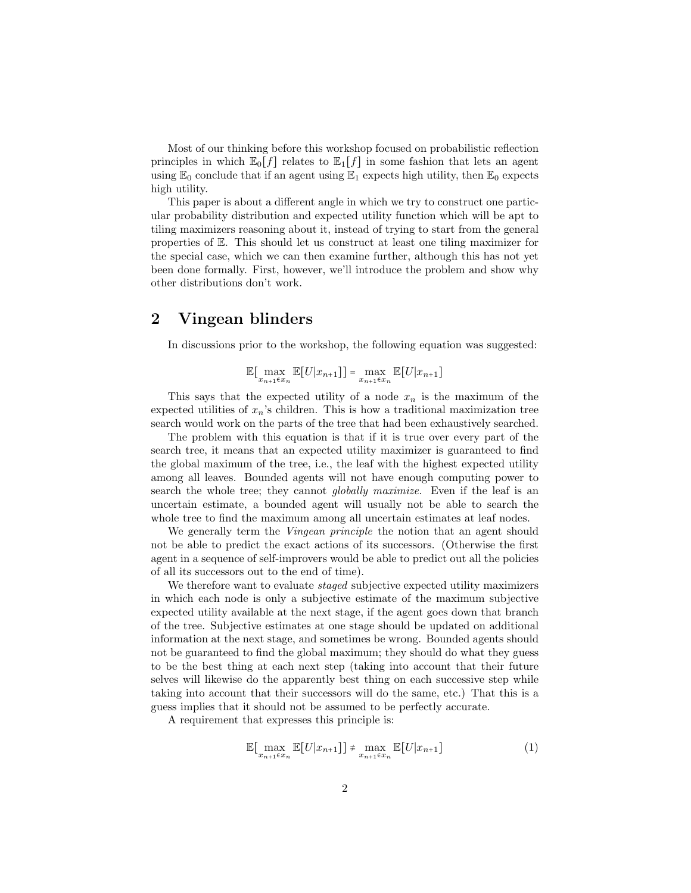Most of our thinking before this workshop focused on probabilistic reflection principles in which $\mathbb{E}_0[f]$ relates to $\mathbb{E}_1[f]$ in some fashion that lets an agent using $\mathbb{E}_0$ conclude that if an agent using $\mathbb{E}_1$ expects high utility, then $\mathbb{E}_0$ expects high utility.

This paper is about a different angle in which we try to construct one particular probability distribution and expected utility function which will be apt to tiling maximizers reasoning about it, instead of trying to start from the general properties of $\mathbb{E}$. This should let us construct at least one tiling maximizer for the special case, which we can then examine further, although this has not yet been done formally. First, however, we'll introduce the problem and show why other distributions don't work.

## 2 Vingean blinders

In discussions prior to the workshop, the following equation was suggested:

$$\mathbb{E}[\max_{x_{n+1}\in x_n} \mathbb{E}[U|x_{n+1}]] = \max_{x_{n+1}\in x_n} \mathbb{E}[U|x_{n+1}]$$

This says that the expected utility of a node $x_n$ is the maximum of the expected utilities of $x_n$'s children. This is how a traditional maximization tree search would work on the parts of the tree that had been exhaustively searched.

The problem with this equation is that if it is true over every part of the search tree, it means that an expected utility maximizer is guaranteed to find the global maximum of the tree, i.e., the leaf with the highest expected utility among all leaves. Bounded agents will not have enough computing power to search the whole tree; they cannot *globally maximize*. Even if the leaf is an uncertain estimate, a bounded agent will usually not be able to search the whole tree to find the maximum among all uncertain estimates at leaf nodes.

We generally term the *Vingean principle* the notion that an agent should not be able to predict the exact actions of its successors. (Otherwise the first agent in a sequence of self-improvers would be able to predict out all the policies of all its successors out to the end of time).

We therefore want to evaluate *staged* subjective expected utility maximizers in which each node is only a subjective estimate of the maximum subjective expected utility available at the next stage, if the agent goes down that branch of the tree. Subjective estimates at one stage should be updated on additional information at the next stage, and sometimes be wrong. Bounded agents should not be guaranteed to find the global maximum; they should do what they guess to be the best thing at each next step (taking into account that their future selves will likewise do the apparently best thing on each successive step while taking into account that their successors will do the same, etc.) That this is a guess implies that it should not be assumed to be perfectly accurate.

A requirement that expresses this principle is:

$$\mathbb{E}[\max_{x_{n+1}\in x_n} \mathbb{E}[U|x_{n+1}]] \neq \max_{x_{n+1}\in x_n} \mathbb{E}[U|x_{n+1}] \tag{1}$$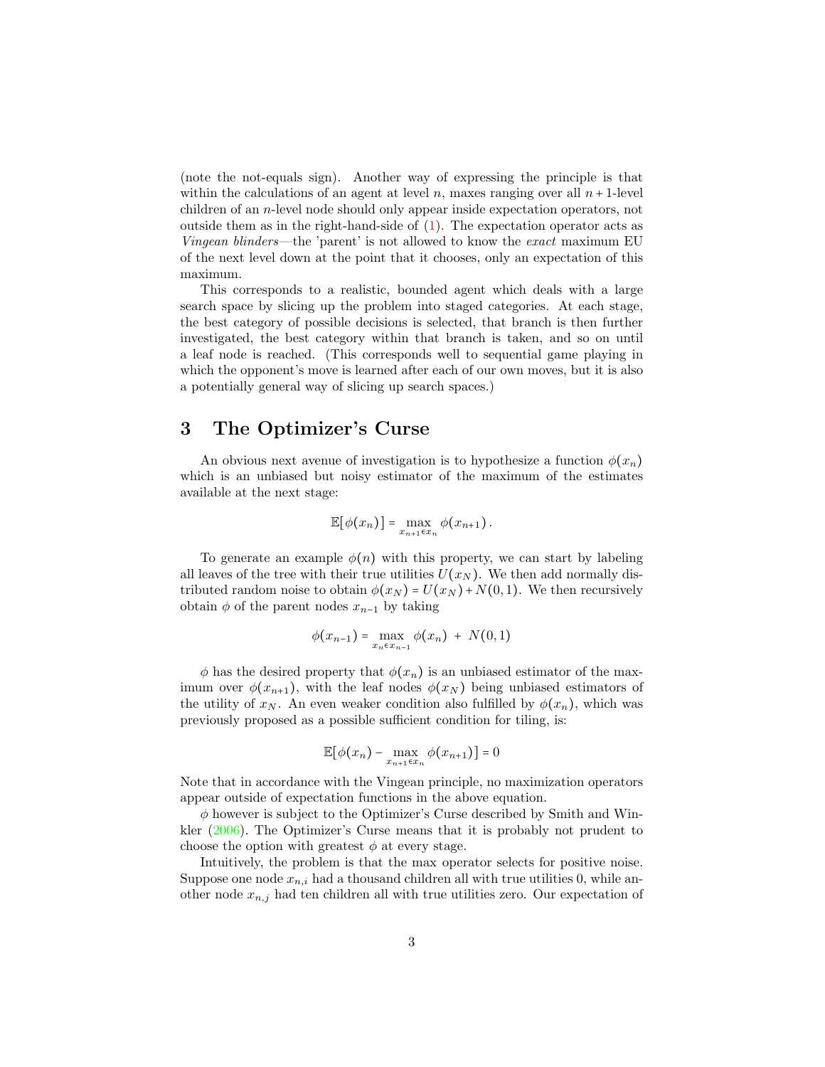(note the not-equals sign). Another way of expressing the principle is that within the calculations of an agent at level $n$, maxes ranging over all $n+1$-level children of an $n$-level node should only appear inside expectation operators, not outside them as in the right-hand-side of (1). The expectation operator acts as *Vingean blinders*—the 'parent' is not allowed to know the *exact* maximum EU of the next level down at the point that it chooses, only an expectation of this maximum.

This corresponds to a realistic, bounded agent which deals with a large search space by slicing up the problem into staged categories. At each stage, the best category of possible decisions is selected, that branch is then further investigated, the best category within that branch is taken, and so on until a leaf node is reached. (This corresponds well to sequential game playing in which the opponent's move is learned after each of our own moves, but it is also a potentially general way of slicing up search spaces.)

## 3 The Optimizer's Curse

An obvious next avenue of investigation is to hypothesize a function $\phi(x_n)$ which is an unbiased but noisy estimator of the maximum of the estimates available at the next stage:

$$\mathbb{E}[\phi(x_n)] = \max_{x_{n+1} \in x_n} \phi(x_{n+1}).$$

To generate an example $\phi(n)$ with this property, we can start by labeling all leaves of the tree with their true utilities $U(x_N)$. We then add normally distributed random noise to obtain $\phi(x_N) = U(x_N) + N(0,1)$. We then recursively obtain $\phi$ of the parent nodes $x_{n-1}$ by taking

$$\phi(x_{n-1}) = \max_{x_n \in x_{n-1}} \phi(x_n) \;+\; N(0,1)$$

$\phi$ has the desired property that $\phi(x_n)$ is an unbiased estimator of the maximum over $\phi(x_{n+1})$, with the leaf nodes $\phi(x_N)$ being unbiased estimators of the utility of $x_N$. An even weaker condition also fulfilled by $\phi(x_n)$, which was previously proposed as a possible sufficient condition for tiling, is:

$$\mathbb{E}[\phi(x_n) - \max_{x_{n+1} \in x_n} \phi(x_{n+1})] = 0$$

Note that in accordance with the Vingean principle, no maximization operators appear outside of expectation functions in the above equation.

$\phi$ however is subject to the Optimizer's Curse described by Smith and Winkler (2006). The Optimizer's Curse means that it is probably not prudent to choose the option with greatest $\phi$ at every stage.

Intuitively, the problem is that the max operator selects for positive noise. Suppose one node $x_{n,i}$ had a thousand children all with true utilities 0, while another node $x_{n,j}$ had ten children all with true utilities zero. Our expectation of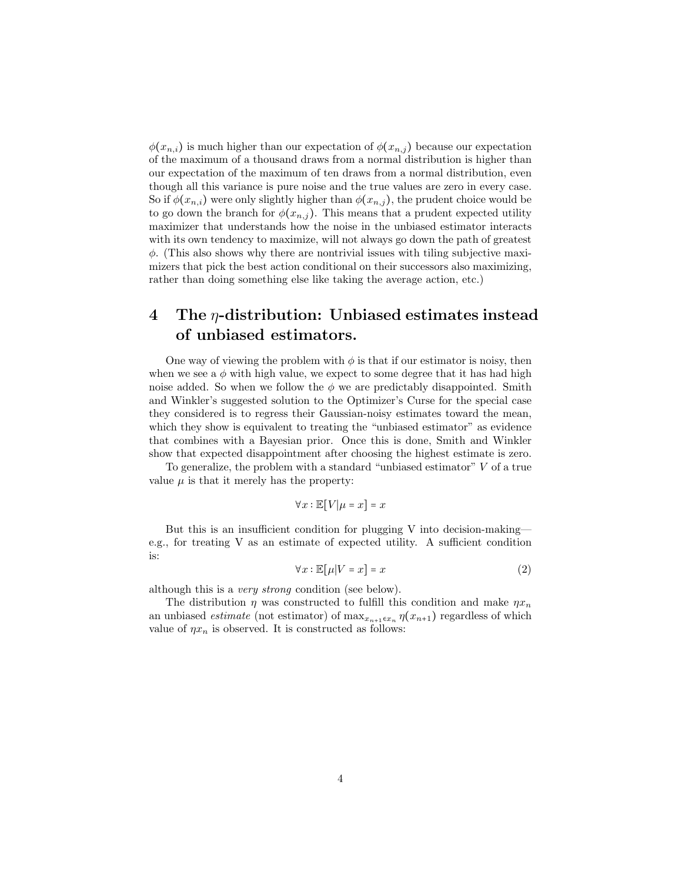$\phi(x_{n,i})$ is much higher than our expectation of $\phi(x_{n,j})$ because our expectation of the maximum of a thousand draws from a normal distribution is higher than our expectation of the maximum of ten draws from a normal distribution, even though all this variance is pure noise and the true values are zero in every case. So if $\phi(x_{n,i})$ were only slightly higher than $\phi(x_{n,j})$, the prudent choice would be to go down the branch for $\phi(x_{n,j})$. This means that a prudent expected utility maximizer that understands how the noise in the unbiased estimator interacts with its own tendency to maximize, will not always go down the path of greatest $\phi$. (This also shows why there are nontrivial issues with tiling subjective maximizers that pick the best action conditional on their successors also maximizing, rather than doing something else like taking the average action, etc.)

## 4 The $\eta$-distribution: Unbiased estimates instead of unbiased estimators.

One way of viewing the problem with $\phi$ is that if our estimator is noisy, then when we see a $\phi$ with high value, we expect to some degree that it has had high noise added. So when we follow the $\phi$ we are predictably disappointed. Smith and Winkler's suggested solution to the Optimizer's Curse for the special case they considered is to regress their Gaussian-noisy estimates toward the mean, which they show is equivalent to treating the "unbiased estimator" as evidence that combines with a Bayesian prior. Once this is done, Smith and Winkler show that expected disappointment after choosing the highest estimate is zero.

To generalize, the problem with a standard "unbiased estimator" $V$ of a true value $\mu$ is that it merely has the property:

$$\forall x : \mathbb{E}[V | \mu = x] = x$$

But this is an insufficient condition for plugging V into decision-making—e.g., for treating V as an estimate of expected utility. A sufficient condition is:

$$\forall x : \mathbb{E}[\mu | V = x] = x \tag{2}$$

although this is a *very strong* condition (see below).

The distribution $\eta$ was constructed to fulfill this condition and make $\eta x_n$ an unbiased *estimate* (not estimator) of $\max_{x_{n+1} \in x_n} \eta(x_{n+1})$ regardless of which value of $\eta x_n$ is observed. It is constructed as follows: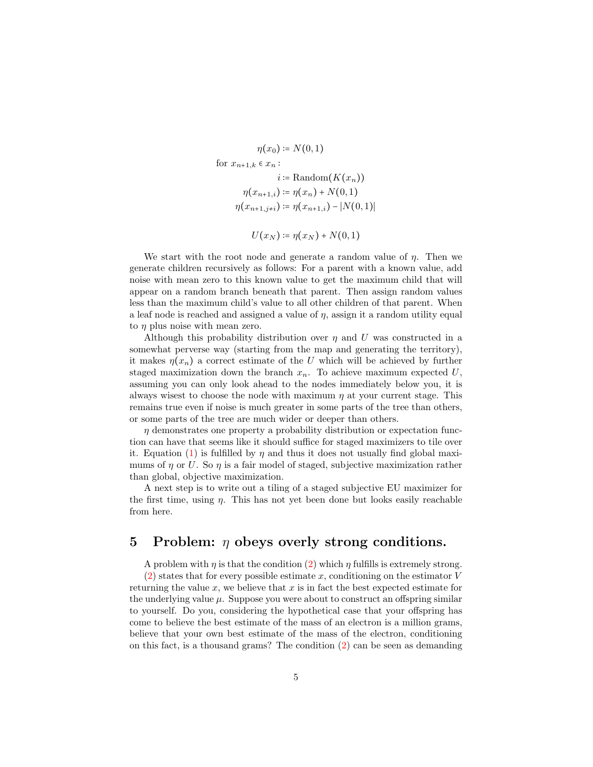$$
\begin{aligned}
\eta(x_0) &\coloneqq N(0,1) \\
\text{for } x_{n+1,k} \in x_n : & \\
i &\coloneqq \text{Random}(K(x_n)) \\
\eta(x_{n+1,i}) &\coloneqq \eta(x_n) + N(0,1) \\
\eta(x_{n+1,j\neq i}) &\coloneqq \eta(x_{n+1,i}) - |N(0,1)| \\
\\
U(x_N) &\coloneqq \eta(x_N) + N(0,1)
\end{aligned}
$$

We start with the root node and generate a random value of $\eta$. Then we generate children recursively as follows: For a parent with a known value, add noise with mean zero to this known value to get the maximum child that will appear on a random branch beneath that parent. Then assign random values less than the maximum child's value to all other children of that parent. When a leaf node is reached and assigned a value of $\eta$, assign it a random utility equal to $\eta$ plus noise with mean zero.

Although this probability distribution over $\eta$ and $U$ was constructed in a somewhat perverse way (starting from the map and generating the territory), it makes $\eta(x_n)$ a correct estimate of the $U$ which will be achieved by further staged maximization down the branch $x_n$. To achieve maximum expected $U$, assuming you can only look ahead to the nodes immediately below you, it is always wisest to choose the node with maximum $\eta$ at your current stage. This remains true even if noise is much greater in some parts of the tree than others, or some parts of the tree are much wider or deeper than others.

$\eta$ demonstrates one property a probability distribution or expectation function can have that seems like it should suffice for staged maximizers to tile over it. Equation (1) is fulfilled by $\eta$ and thus it does not usually find global maximums of $\eta$ or $U$. So $\eta$ is a fair model of staged, subjective maximization rather than global, objective maximization.

A next step is to write out a tiling of a staged subjective EU maximizer for the first time, using $\eta$. This has not yet been done but looks easily reachable from here.

## 5 Problem: $\eta$ obeys overly strong conditions.

A problem with $\eta$ is that the condition (2) which $\eta$ fulfills is extremely strong. (2) states that for every possible estimate $x$, conditioning on the estimator $V$ returning the value $x$, we believe that $x$ is in fact the best expected estimate for the underlying value $\mu$. Suppose you were about to construct an offspring similar to yourself. Do you, considering the hypothetical case that your offspring has come to believe the best estimate of the mass of an electron is a million grams, believe that your own best estimate of the mass of the electron, conditioning on this fact, is a thousand grams? The condition (2) can be seen as demanding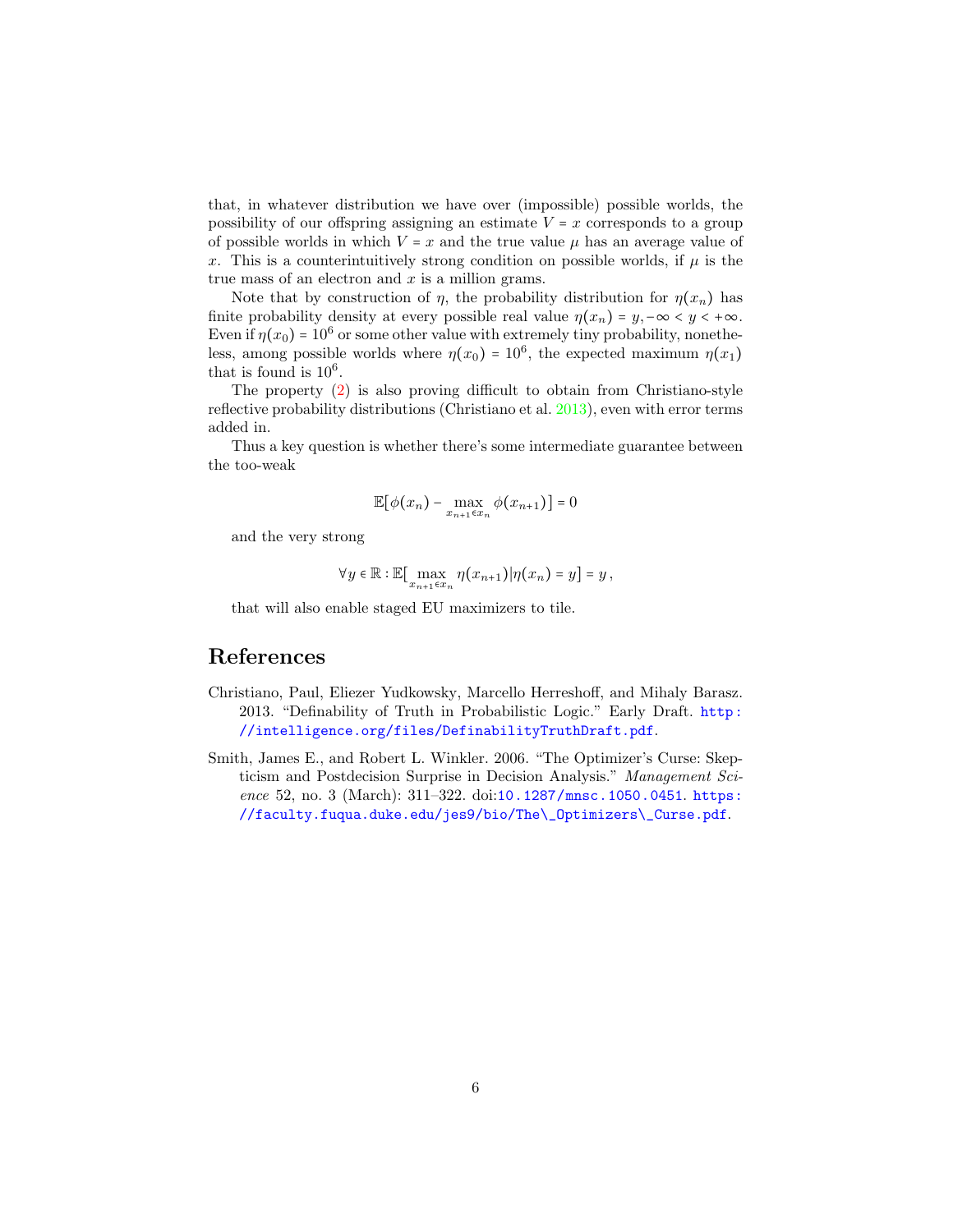that, in whatever distribution we have over (impossible) possible worlds, the possibility of our offspring assigning an estimate $V = x$ corresponds to a group of possible worlds in which $V = x$ and the true value $\mu$ has an average value of $x$. This is a counterintuitively strong condition on possible worlds, if $\mu$ is the true mass of an electron and $x$ is a million grams.

Note that by construction of $\eta$, the probability distribution for $\eta(x_n)$ has finite probability density at every possible real value $\eta(x_n) = y, -\infty < y < +\infty$. Even if $\eta(x_0) = 10^6$ or some other value with extremely tiny probability, nonetheless, among possible worlds where $\eta(x_0) = 10^6$, the expected maximum $\eta(x_1)$ that is found is $10^6$.

The property (2) is also proving difficult to obtain from Christiano-style reflective probability distributions (Christiano et al. 2013), even with error terms added in.

Thus a key question is whether there's some intermediate guarantee between the too-weak

$$\mathbb{E}[\phi(x_n) - \max_{x_{n+1} \in x_n} \phi(x_{n+1})] = 0$$

and the very strong

$$\forall y \in \mathbb{R} : \mathbb{E}[\max_{x_{n+1} \in x_n} \eta(x_{n+1}) | \eta(x_n) = y] = y\,,$$

that will also enable staged EU maximizers to tile.

## References

Christiano, Paul, Eliezer Yudkowsky, Marcello Herreshoff, and Mihaly Barasz. 2013. "Definability of Truth in Probabilistic Logic." Early Draft. http://intelligence.org/files/DefinabilityTruthDraft.pdf.

Smith, James E., and Robert L. Winkler. 2006. "The Optimizer's Curse: Skepticism and Postdecision Surprise in Decision Analysis." *Management Science* 52, no. 3 (March): 311–322. doi:10.1287/mnsc.1050.0451. https://faculty.fuqua.duke.edu/jes9/bio/The\_Optimizers\_Curse.pdf.